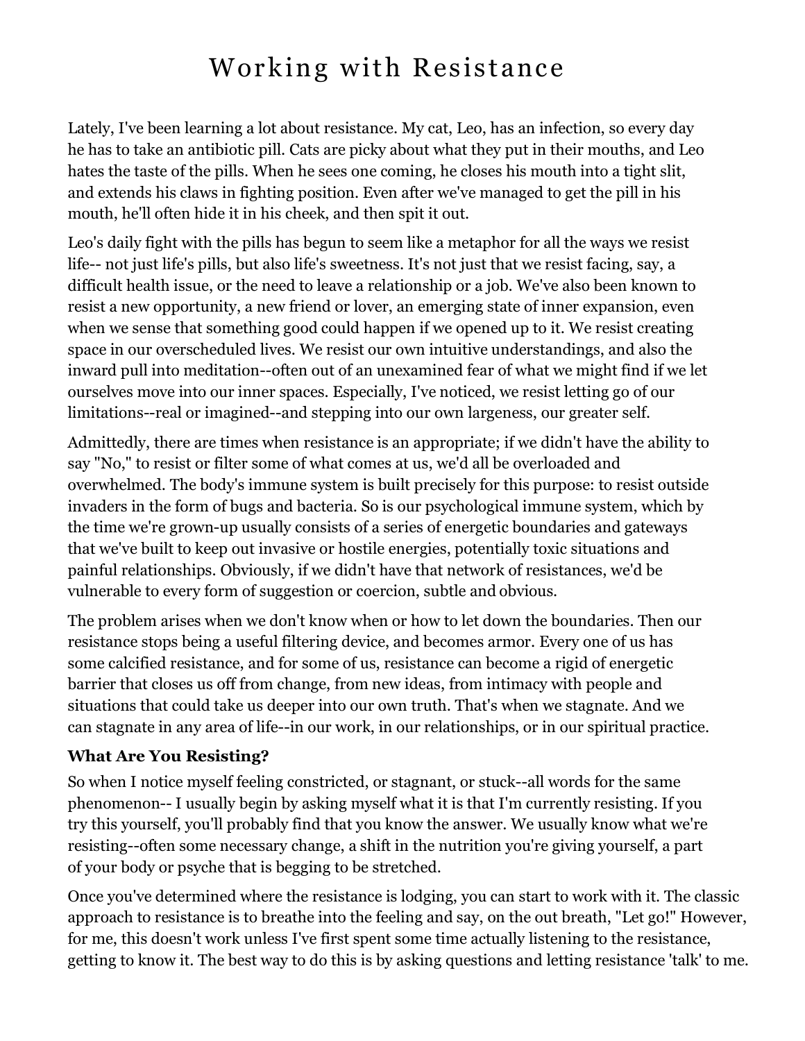# Working with Resistance

Lately, I've been learning a lot about resistance. My cat, Leo, has an infection, so every day he has to take an antibiotic pill. Cats are picky about what they put in their mouths, and Leo hates the taste of the pills. When he sees one coming, he closes his mouth into a tight slit, and extends his claws in fighting position. Even after we've managed to get the pill in his mouth, he'll often hide it in his cheek, and then spit it out.

Leo's daily fight with the pills has begun to seem like a metaphor for all the ways we resist life-- not just life's pills, but also life's sweetness. It's not just that we resist facing, say, a difficult health issue, or the need to leave a relationship or a job. We've also been known to resist a new opportunity, a new friend or lover, an emerging state of inner expansion, even when we sense that something good could happen if we opened up to it. We resist creating space in our overscheduled lives. We resist our own intuitive understandings, and also the inward pull into meditation--often out of an unexamined fear of what we might find if we let ourselves move into our inner spaces. Especially, I've noticed, we resist letting go of our limitations--real or imagined--and stepping into our own largeness, our greater self.

Admittedly, there are times when resistance is an appropriate; if we didn't have the ability to say "No," to resist or filter some of what comes at us, we'd all be overloaded and overwhelmed. The body's immune system is built precisely for this purpose: to resist outside invaders in the form of bugs and bacteria. So is our psychological immune system, which by the time we're grown-up usually consists of a series of energetic boundaries and gateways that we've built to keep out invasive or hostile energies, potentially toxic situations and painful relationships. Obviously, if we didn't have that network of resistances, we'd be vulnerable to every form of suggestion or coercion, subtle and obvious.

The problem arises when we don't know when or how to let down the boundaries. Then our resistance stops being a useful filtering device, and becomes armor. Every one of us has some calcified resistance, and for some of us, resistance can become a rigid of energetic barrier that closes us off from change, from new ideas, from intimacy with people and situations that could take us deeper into our own truth. That's when we stagnate. And we can stagnate in any area of life--in our work, in our relationships, or in our spiritual practice.

**What Are You Resisting?**

So when I notice myself feeling constricted, or stagnant, or stuck--all words for the same phenomenon-- I usually begin by asking myself what it is that I'm currently resisting. If you try this yourself, you'll probably find that you know the answer. We usually know what we're resisting--often some necessary change, a shift in the nutrition you're giving yourself, a part of your body or psyche that is begging to be stretched.

Once you've determined where the resistance is lodging, you can start to work with it. The classic approach to resistance is to breathe into the feeling and say, on the out breath, "Let go!" However, for me, this doesn't work unless I've first spent some time actually listening to the resistance, getting to know it. The best way to do this is by asking questions and letting resistance 'talk' to me.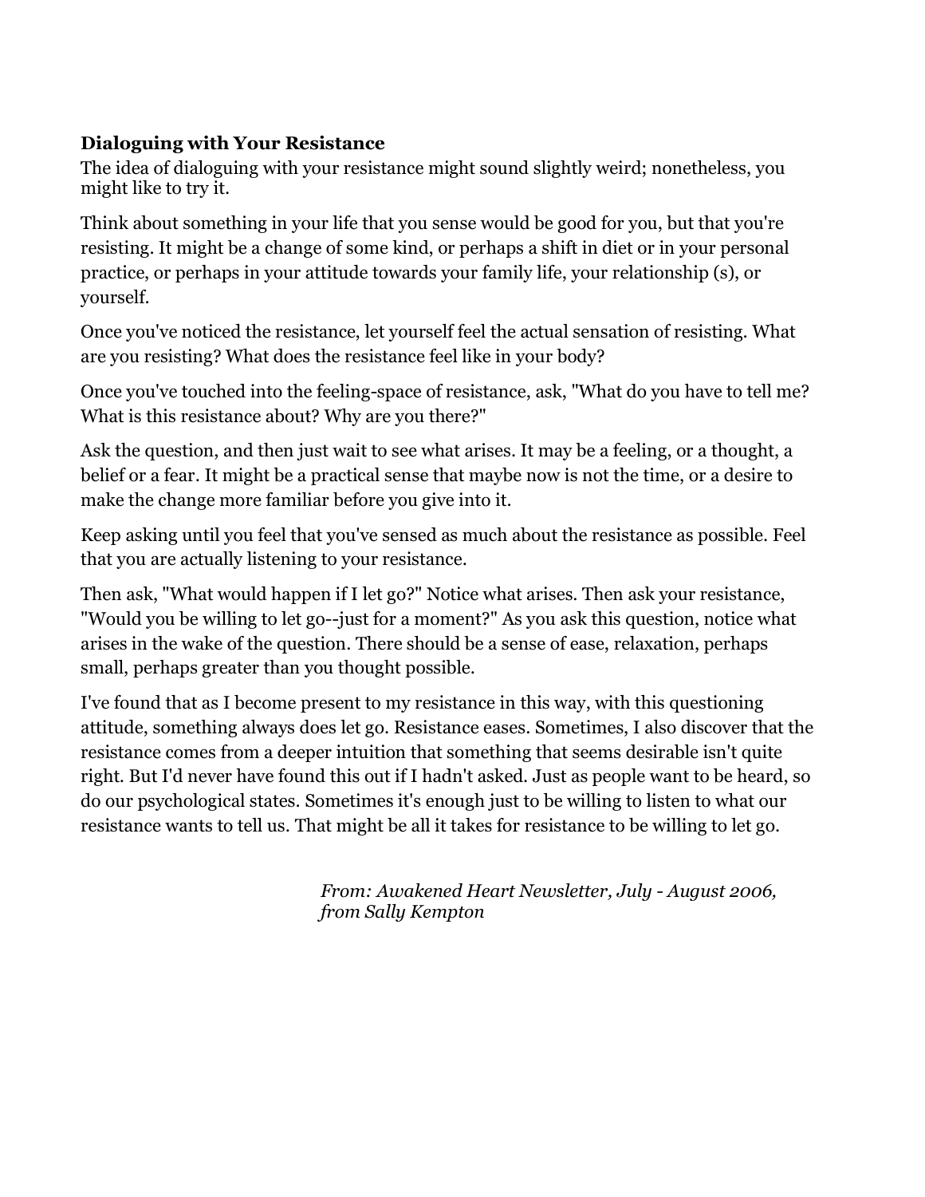**Dialoguing with Your Resistance**

The idea of dialoguing with your resistance might sound slightly weird; nonetheless, you might like to try it.

Think about something in your life that you sense would be good for you, but that you're resisting. It might be a change of some kind, or perhaps a shift in diet or in your personal practice, or perhaps in your attitude towards your family life, your relationship (s), or yourself.

Once you've noticed the resistance, let yourself feel the actual sensation of resisting. What are you resisting? What does the resistance feel like in your body?

Once you've touched into the feeling-space of resistance, ask, "What do you have to tell me? What is this resistance about? Why are you there?"

Ask the question, and then just wait to see what arises. It may be a feeling, or a thought, a belief or a fear. It might be a practical sense that maybe now is not the time, or a desire to make the change more familiar before you give into it.

Keep asking until you feel that you've sensed as much about the resistance as possible. Feel that you are actually listening to your resistance.

Then ask, "What would happen if I let go?" Notice what arises. Then ask your resistance, "Would you be willing to let go--just for a moment?" As you ask this question, notice what arises in the wake of the question. There should be a sense of ease, relaxation, perhaps small, perhaps greater than you thought possible.

I've found that as I become present to my resistance in this way, with this questioning attitude, something always does let go. Resistance eases. Sometimes, I also discover that the resistance comes from a deeper intuition that something that seems desirable isn't quite right. But I'd never have found this out if I hadn't asked. Just as people want to be heard, so do our psychological states. Sometimes it's enough just to be willing to listen to what our resistance wants to tell us. That might be all it takes for resistance to be willing to let go.

*From: Awakened Heart Newsletter, July - August 2006, from Sally Kempton*